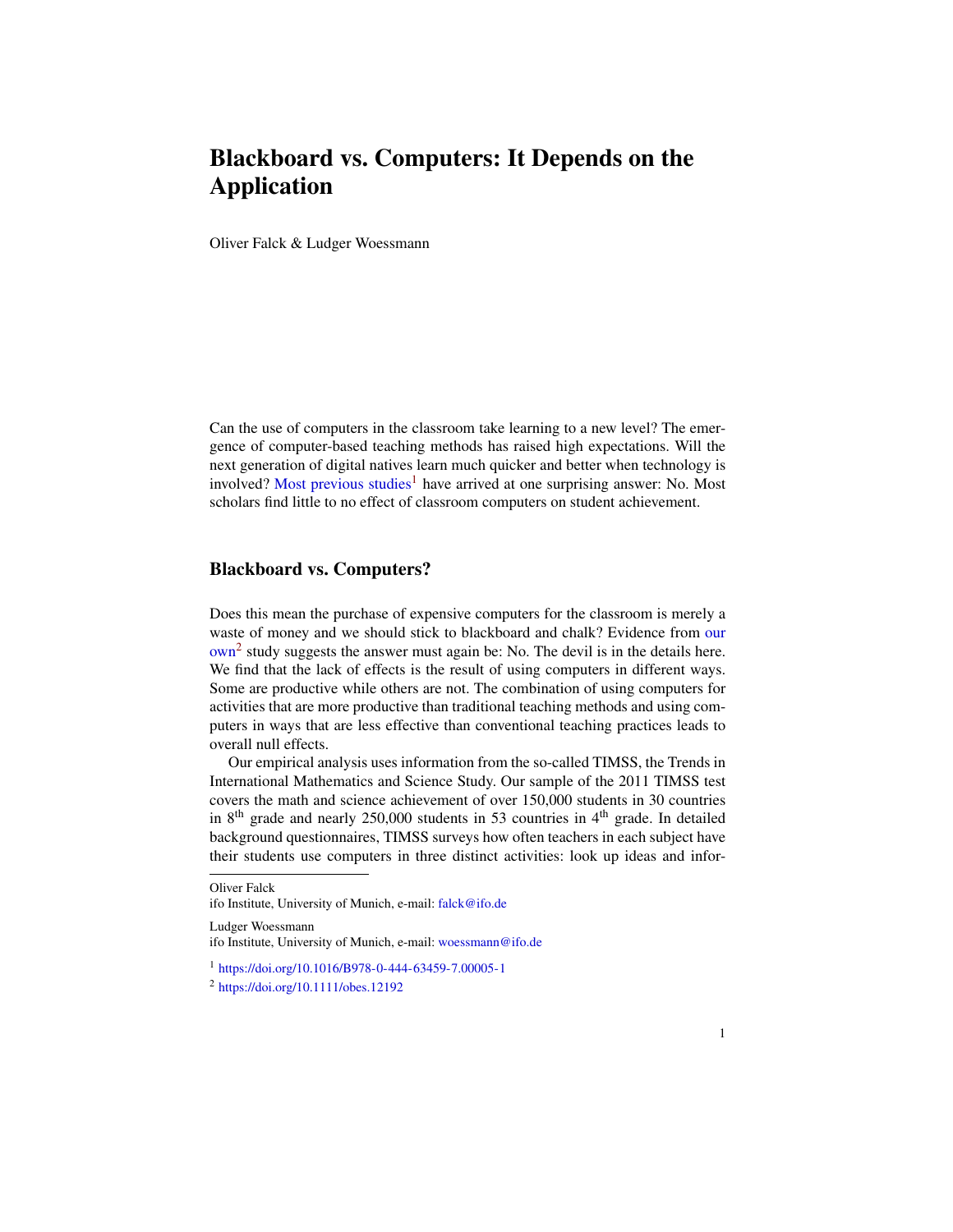# Blackboard vs. Computers: It Depends on the Application

Oliver Falck & Ludger Woessmann

Can the use of computers in the classroom take learning to a new level? The emergence of computer-based teaching methods has raised high expectations. Will the next generation of digital natives learn much quicker and better when technology is involved? Most previous studies[1] have arrived at one surprising answer: No. Most scholars find little to no effect of classroom computers on student achievement.

## Blackboard vs. Computers?

Does this mean the purchase of expensive computers for the classroom is merely a waste of money and we should stick to blackboard and chalk? Evidence from our own[2] study suggests the answer must again be: No. The devil is in the details here. We find that the lack of effects is the result of using computers in different ways. Some are productive while others are not. The combination of using computers for activities that are more productive than traditional teaching methods and using computers in ways that are less effective than conventional teaching practices leads to overall null effects.

Our empirical analysis uses information from the so-called TIMSS, the Trends in International Mathematics and Science Study. Our sample of the 2011 TIMSS test covers the math and science achievement of over 150,000 students in 30 countries in 8th grade and nearly 250,000 students in 53 countries in 4th grade. In detailed background questionnaires, TIMSS surveys how often teachers in each subject have their students use computers in three distinct activities: look up ideas and infor-

---

Oliver Falck
ifo Institute, University of Munich, e-mail: falck@ifo.de

Ludger Woessmann
ifo Institute, University of Munich, e-mail: woessmann@ifo.de

[1] https://doi.org/10.1016/B978-0-444-63459-7.00005-1

[2] https://doi.org/10.1111/obes.12192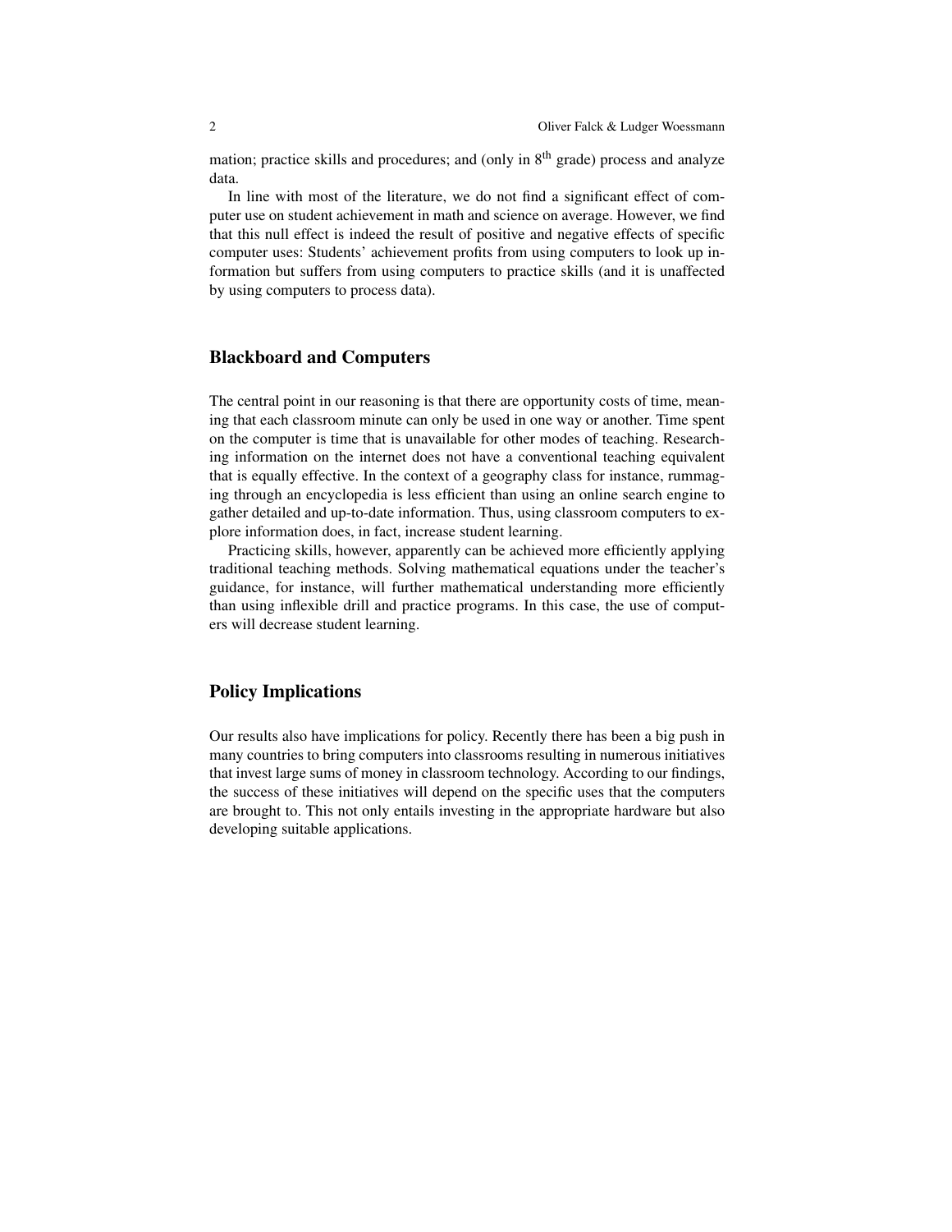mation; practice skills and procedures; and (only in $8^{th}$ grade) process and analyze data.

In line with most of the literature, we do not find a significant effect of computer use on student achievement in math and science on average. However, we find that this null effect is indeed the result of positive and negative effects of specific computer uses: Students' achievement profits from using computers to look up information but suffers from using computers to practice skills (and it is unaffected by using computers to process data).

## Blackboard and Computers

The central point in our reasoning is that there are opportunity costs of time, meaning that each classroom minute can only be used in one way or another. Time spent on the computer is time that is unavailable for other modes of teaching. Researching information on the internet does not have a conventional teaching equivalent that is equally effective. In the context of a geography class for instance, rummaging through an encyclopedia is less efficient than using an online search engine to gather detailed and up-to-date information. Thus, using classroom computers to explore information does, in fact, increase student learning.

Practicing skills, however, apparently can be achieved more efficiently applying traditional teaching methods. Solving mathematical equations under the teacher's guidance, for instance, will further mathematical understanding more efficiently than using inflexible drill and practice programs. In this case, the use of computers will decrease student learning.

## Policy Implications

Our results also have implications for policy. Recently there has been a big push in many countries to bring computers into classrooms resulting in numerous initiatives that invest large sums of money in classroom technology. According to our findings, the success of these initiatives will depend on the specific uses that the computers are brought to. This not only entails investing in the appropriate hardware but also developing suitable applications.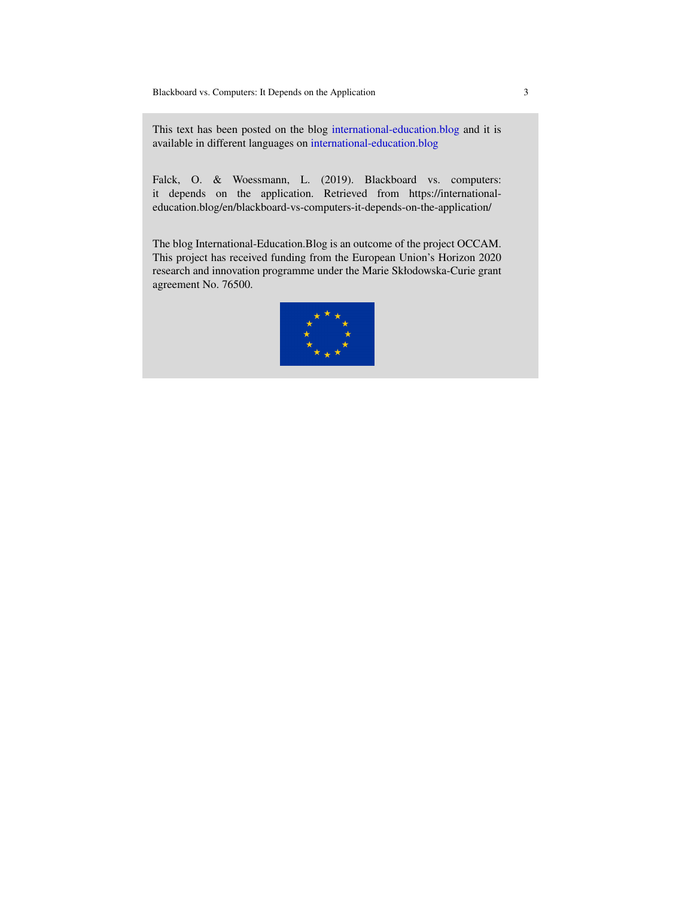This text has been posted on the blog international-education.blog and it is available in different languages on international-education.blog

Falck, O. & Woessmann, L. (2019). Blackboard vs. computers: it depends on the application. Retrieved from https://international-education.blog/en/blackboard-vs-computers-it-depends-on-the-application/

The blog International-Education.Blog is an outcome of the project OCCAM. This project has received funding from the European Union's Horizon 2020 research and innovation programme under the Marie Skłodowska-Curie grant agreement No. 76500.